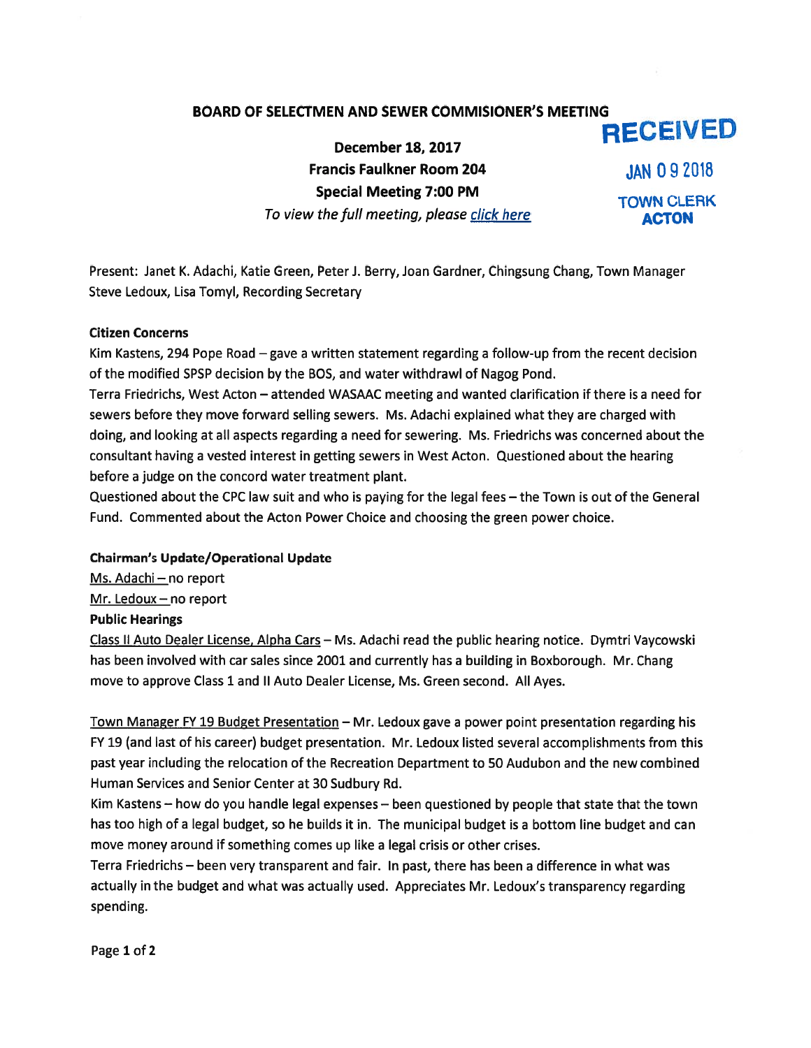**BOARD OF SELECTMEN AND SEWER COMMISIONER'S MEETING**

RECEIVED

JAN 09 2018

TOWN CLERK
ACTON

**December 18, 2017**
**Francis Faulkner Room 204**
**Special Meeting 7:00 PM**
*To view the full meeting, please* *click here*

Present: Janet K. Adachi, Katie Green, Peter J. Berry, Joan Gardner, Chingsung Chang, Town Manager Steve Ledoux, Lisa Tomyl, Recording Secretary

**Citizen Concerns**

Kim Kastens, 294 Pope Road – gave a written statement regarding a follow-up from the recent decision of the modified SPSP decision by the BOS, and water withdrawl of Nagog Pond.

Terra Friedrichs, West Acton – attended WASAAC meeting and wanted clarification if there is a need for sewers before they move forward selling sewers. Ms. Adachi explained what they are charged with doing, and looking at all aspects regarding a need for sewering. Ms. Friedrichs was concerned about the consultant having a vested interest in getting sewers in West Acton. Questioned about the hearing before a judge on the concord water treatment plant.

Questioned about the CPC law suit and who is paying for the legal fees – the Town is out of the General Fund. Commented about the Acton Power Choice and choosing the green power choice.

**Chairman's Update/Operational Update**

Ms. Adachi – no report

Mr. Ledoux – no report

**Public Hearings**

Class II Auto Dealer License, Alpha Cars – Ms. Adachi read the public hearing notice. Dymtri Vaycowski has been involved with car sales since 2001 and currently has a building in Boxborough. Mr. Chang move to approve Class 1 and II Auto Dealer License, Ms. Green second. All Ayes.

Town Manager FY 19 Budget Presentation – Mr. Ledoux gave a power point presentation regarding his FY 19 (and last of his career) budget presentation. Mr. Ledoux listed several accomplishments from this past year including the relocation of the Recreation Department to 50 Audubon and the new combined Human Services and Senior Center at 30 Sudbury Rd.

Kim Kastens – how do you handle legal expenses – been questioned by people that state that the town has too high of a legal budget, so he builds it in. The municipal budget is a bottom line budget and can move money around if something comes up like a legal crisis or other crises.

Terra Friedrichs – been very transparent and fair. In past, there has been a difference in what was actually in the budget and what was actually used. Appreciates Mr. Ledoux's transparency regarding spending.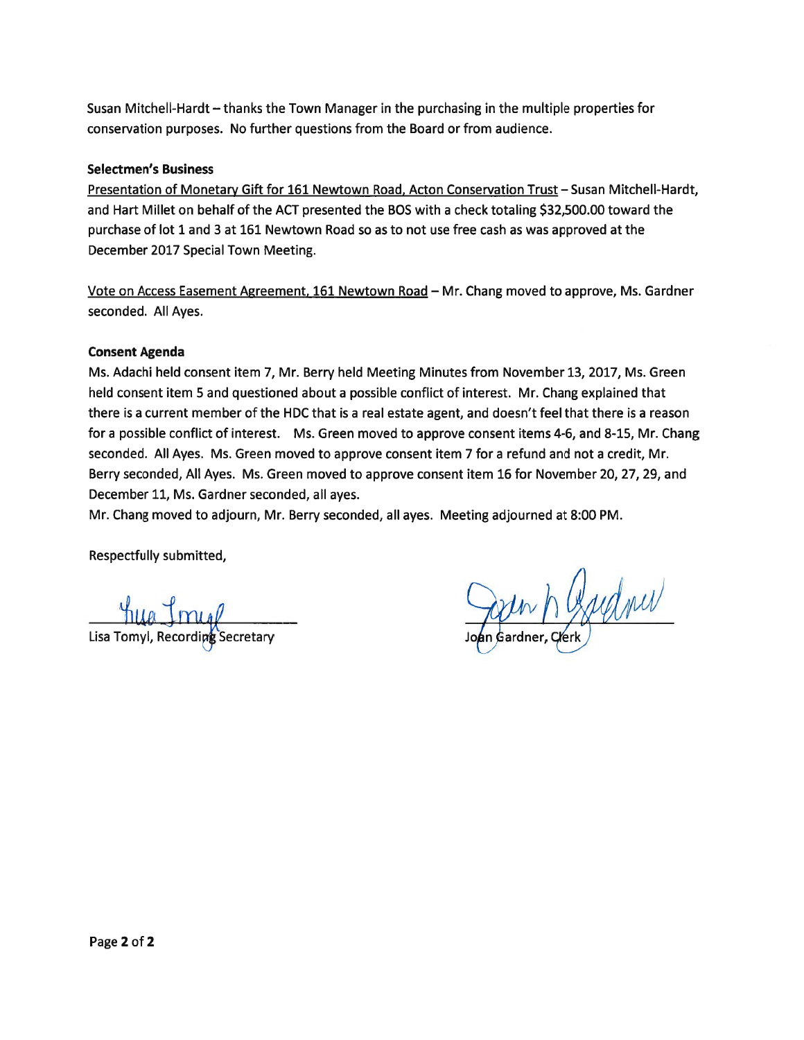Susan Mitchell-Hardt – thanks the Town Manager in the purchasing in the multiple properties for conservation purposes. No further questions from the Board or from audience.

**Selectmen's Business**

Presentation of Monetary Gift for 161 Newtown Road, Acton Conservation Trust – Susan Mitchell-Hardt, and Hart Millet on behalf of the ACT presented the BOS with a check totaling $32,500.00 toward the purchase of lot 1 and 3 at 161 Newtown Road so as to not use free cash as was approved at the December 2017 Special Town Meeting.

Vote on Access Easement Agreement, 161 Newtown Road – Mr. Chang moved to approve, Ms. Gardner seconded. All Ayes.

**Consent Agenda**

Ms. Adachi held consent item 7, Mr. Berry held Meeting Minutes from November 13, 2017, Ms. Green held consent item 5 and questioned about a possible conflict of interest. Mr. Chang explained that there is a current member of the HDC that is a real estate agent, and doesn't feel that there is a reason for a possible conflict of interest. Ms. Green moved to approve consent items 4-6, and 8-15, Mr. Chang seconded. All Ayes. Ms. Green moved to approve consent item 7 for a refund and not a credit, Mr. Berry seconded, All Ayes. Ms. Green moved to approve consent item 16 for November 20, 27, 29, and December 11, Ms. Gardner seconded, all ayes.

Mr. Chang moved to adjourn, Mr. Berry seconded, all ayes. Meeting adjourned at 8:00 PM.

Respectfully submitted,

Lisa Tomyl, Recording Secretary

Joan Gardner, Clerk